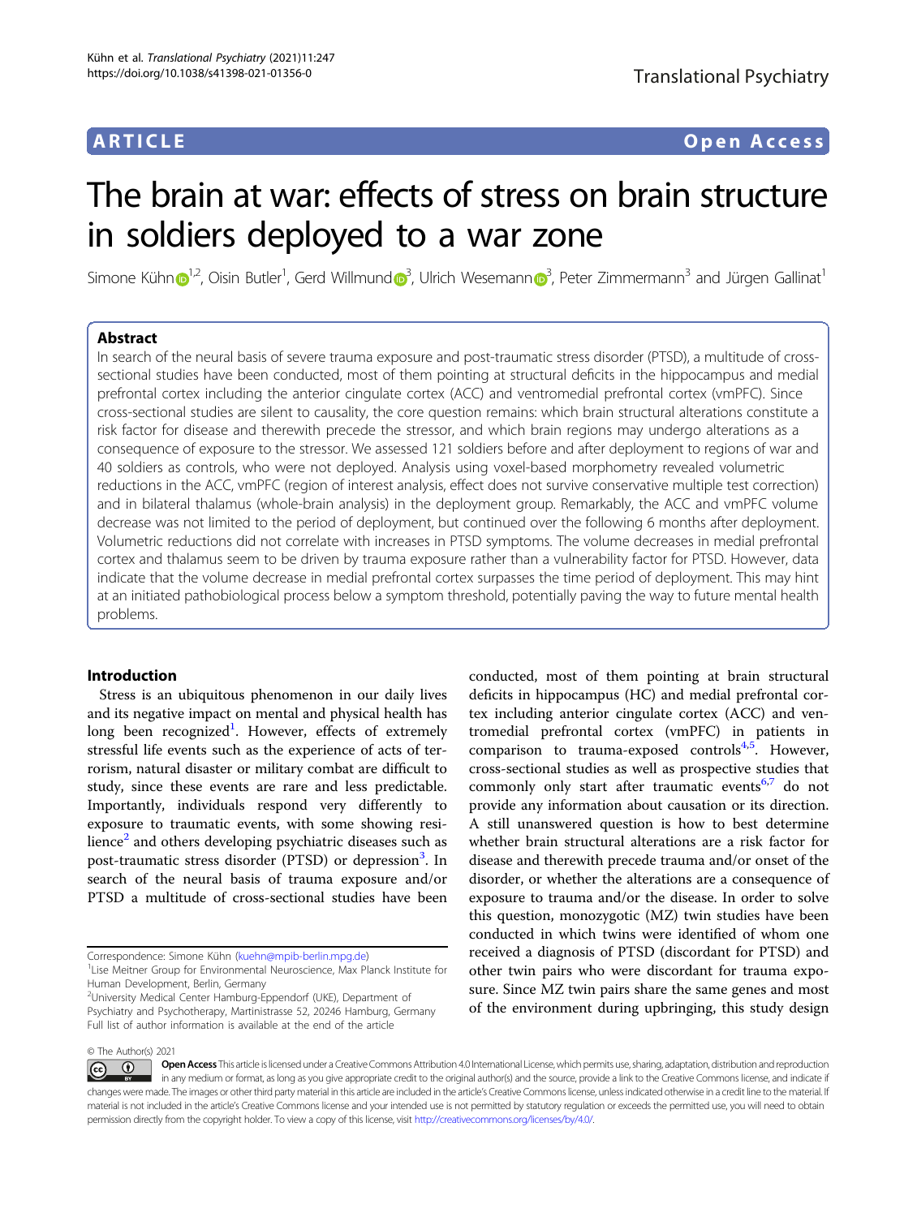ARTICLE

Open Access

# The brain at war: effects of stress on brain structure in soldiers deployed to a war zone

Simone Kühn[1,2], Oisin Butler[1], Gerd Willmund[3], Ulrich Wesemann[3], Peter Zimmermann[3] and Jürgen Gallinat[1]

## Abstract

In search of the neural basis of severe trauma exposure and post-traumatic stress disorder (PTSD), a multitude of cross-sectional studies have been conducted, most of them pointing at structural deficits in the hippocampus and medial prefrontal cortex including the anterior cingulate cortex (ACC) and ventromedial prefrontal cortex (vmPFC). Since cross-sectional studies are silent to causality, the core question remains: which brain structural alterations constitute a risk factor for disease and therewith precede the stressor, and which brain regions may undergo alterations as a consequence of exposure to the stressor. We assessed 121 soldiers before and after deployment to regions of war and 40 soldiers as controls, who were not deployed. Analysis using voxel-based morphometry revealed volumetric reductions in the ACC, vmPFC (region of interest analysis, effect does not survive conservative multiple test correction) and in bilateral thalamus (whole-brain analysis) in the deployment group. Remarkably, the ACC and vmPFC volume decrease was not limited to the period of deployment, but continued over the following 6 months after deployment. Volumetric reductions did not correlate with increases in PTSD symptoms. The volume decreases in medial prefrontal cortex and thalamus seem to be driven by trauma exposure rather than a vulnerability factor for PTSD. However, data indicate that the volume decrease in medial prefrontal cortex surpasses the time period of deployment. This may hint at an initiated pathobiological process below a symptom threshold, potentially paving the way to future mental health problems.

## Introduction

Stress is an ubiquitous phenomenon in our daily lives and its negative impact on mental and physical health has long been recognized[1]. However, effects of extremely stressful life events such as the experience of acts of terrorism, natural disaster or military combat are difficult to study, since these events are rare and less predictable. Importantly, individuals respond very differently to exposure to traumatic events, with some showing resilience[2] and others developing psychiatric diseases such as post-traumatic stress disorder (PTSD) or depression[3]. In search of the neural basis of trauma exposure and/or PTSD a multitude of cross-sectional studies have been conducted, most of them pointing at brain structural deficits in hippocampus (HC) and medial prefrontal cortex including anterior cingulate cortex (ACC) and ventromedial prefrontal cortex (vmPFC) in patients in comparison to trauma-exposed controls[4,5]. However, cross-sectional studies as well as prospective studies that commonly only start after traumatic events[6,7] do not provide any information about causation or its direction. A still unanswered question is how to best determine whether brain structural alterations are a risk factor for disease and therewith precede trauma and/or onset of the disorder, or whether the alterations are a consequence of exposure to trauma and/or the disease. In order to solve this question, monozygotic (MZ) twin studies have been conducted in which twins were identified of whom one received a diagnosis of PTSD (discordant for PTSD) and other twin pairs who were discordant for trauma exposure. Since MZ twin pairs share the same genes and most of the environment during upbringing, this study design

Correspondence: Simone Kühn (kuehn@mpib-berlin.mpg.de)

[1]Lise Meitner Group for Environmental Neuroscience, Max Planck Institute for Human Development, Berlin, Germany

[2]University Medical Center Hamburg-Eppendorf (UKE), Department of Psychiatry and Psychotherapy, Martinistrasse 52, 20246 Hamburg, Germany

Full list of author information is available at the end of the article

© The Author(s) 2021

Open Access This article is licensed under a Creative Commons Attribution 4.0 International License, which permits use, sharing, adaptation, distribution and reproduction in any medium or format, as long as you give appropriate credit to the original author(s) and the source, provide a link to the Creative Commons license, and indicate if changes were made. The images or other third party material in this article are included in the article's Creative Commons license, unless indicated otherwise in a credit line to the material. If material is not included in the article's Creative Commons license and your intended use is not permitted by statutory regulation or exceeds the permitted use, you will need to obtain permission directly from the copyright holder. To view a copy of this license, visit http://creativecommons.org/licenses/by/4.0/.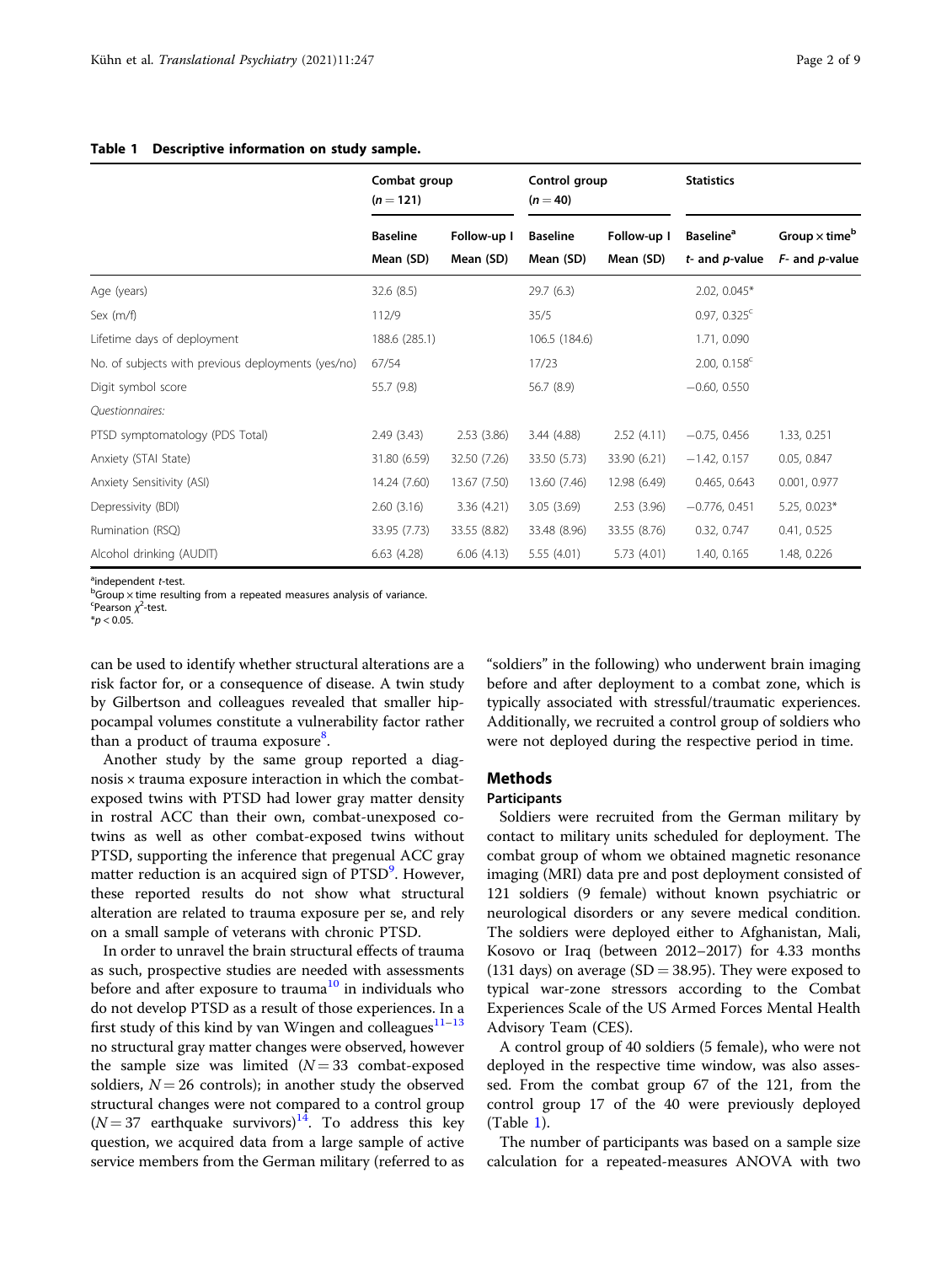**Table 1 Descriptive information on study sample.**

| | Combat group ($n = 121$) | | Control group ($n = 40$) | | Statistics | |
|---|---|---|---|---|---|---|
| | Baseline Mean (SD) | Follow-up I Mean (SD) | Baseline Mean (SD) | Follow-up I Mean (SD) | Baseline[a] *t*- and *p*-value | Group × time[b] *F*- and *p*-value |
| Age (years) | 32.6 (8.5) | | 29.7 (6.3) | | 2.02, 0.045* | |
| Sex (m/f) | 112/9 | | 35/5 | | 0.97, 0.325[c] | |
| Lifetime days of deployment | 188.6 (285.1) | | 106.5 (184.6) | | 1.71, 0.090 | |
| No. of subjects with previous deployments (yes/no) | 67/54 | | 17/23 | | 2.00, 0.158[c] | |
| Digit symbol score | 55.7 (9.8) | | 56.7 (8.9) | | −0.60, 0.550 | |
| *Questionnaires:* | | | | | | |
| PTSD symptomatology (PDS Total) | 2.49 (3.43) | 2.53 (3.86) | 3.44 (4.88) | 2.52 (4.11) | −0.75, 0.456 | 1.33, 0.251 |
| Anxiety (STAI State) | 31.80 (6.59) | 32.50 (7.26) | 33.50 (5.73) | 33.90 (6.21) | −1.42, 0.157 | 0.05, 0.847 |
| Anxiety Sensitivity (ASI) | 14.24 (7.60) | 13.67 (7.50) | 13.60 (7.46) | 12.98 (6.49) | 0.465, 0.643 | 0.001, 0.977 |
| Depressivity (BDI) | 2.60 (3.16) | 3.36 (4.21) | 3.05 (3.69) | 2.53 (3.96) | −0.776, 0.451 | 5.25, 0.023* |
| Rumination (RSQ) | 33.95 (7.73) | 33.55 (8.82) | 33.48 (8.96) | 33.55 (8.76) | 0.32, 0.747 | 0.41, 0.525 |
| Alcohol drinking (AUDIT) | 6.63 (4.28) | 6.06 (4.13) | 5.55 (4.01) | 5.73 (4.01) | 1.40, 0.165 | 1.48, 0.226 |

[a]independent *t*-test.
[b]Group × time resulting from a repeated measures analysis of variance.
[c]Pearson $\chi^2$-test.
*$p < 0.05$.

can be used to identify whether structural alterations are a risk factor for, or a consequence of disease. A twin study by Gilbertson and colleagues revealed that smaller hippocampal volumes constitute a vulnerability factor rather than a product of trauma exposure[8].

Another study by the same group reported a diagnosis × trauma exposure interaction in which the combat-exposed twins with PTSD had lower gray matter density in rostral ACC than their own, combat-unexposed co-twins as well as other combat-exposed twins without PTSD, supporting the inference that pregenual ACC gray matter reduction is an acquired sign of PTSD[9]. However, these reported results do not show what structural alteration are related to trauma exposure per se, and rely on a small sample of veterans with chronic PTSD.

In order to unravel the brain structural effects of trauma as such, prospective studies are needed with assessments before and after exposure to trauma[10] in individuals who do not develop PTSD as a result of those experiences. In a first study of this kind by van Wingen and colleagues[11–13] no structural gray matter changes were observed, however the sample size was limited ($N = 33$ combat-exposed soldiers, $N = 26$ controls); in another study the observed structural changes were not compared to a control group ($N = 37$ earthquake survivors)[14]. To address this key question, we acquired data from a large sample of active service members from the German military (referred to as "soldiers" in the following) who underwent brain imaging before and after deployment to a combat zone, which is typically associated with stressful/traumatic experiences. Additionally, we recruited a control group of soldiers who were not deployed during the respective period in time.

## Methods

### Participants

Soldiers were recruited from the German military by contact to military units scheduled for deployment. The combat group of whom we obtained magnetic resonance imaging (MRI) data pre and post deployment consisted of 121 soldiers (9 female) without known psychiatric or neurological disorders or any severe medical condition. The soldiers were deployed either to Afghanistan, Mali, Kosovo or Iraq (between 2012–2017) for 4.33 months (131 days) on average (SD = 38.95). They were exposed to typical war-zone stressors according to the Combat Experiences Scale of the US Armed Forces Mental Health Advisory Team (CES).

A control group of 40 soldiers (5 female), who were not deployed in the respective time window, was also assessed. From the combat group 67 of the 121, from the control group 17 of the 40 were previously deployed (Table 1).

The number of participants was based on a sample size calculation for a repeated-measures ANOVA with two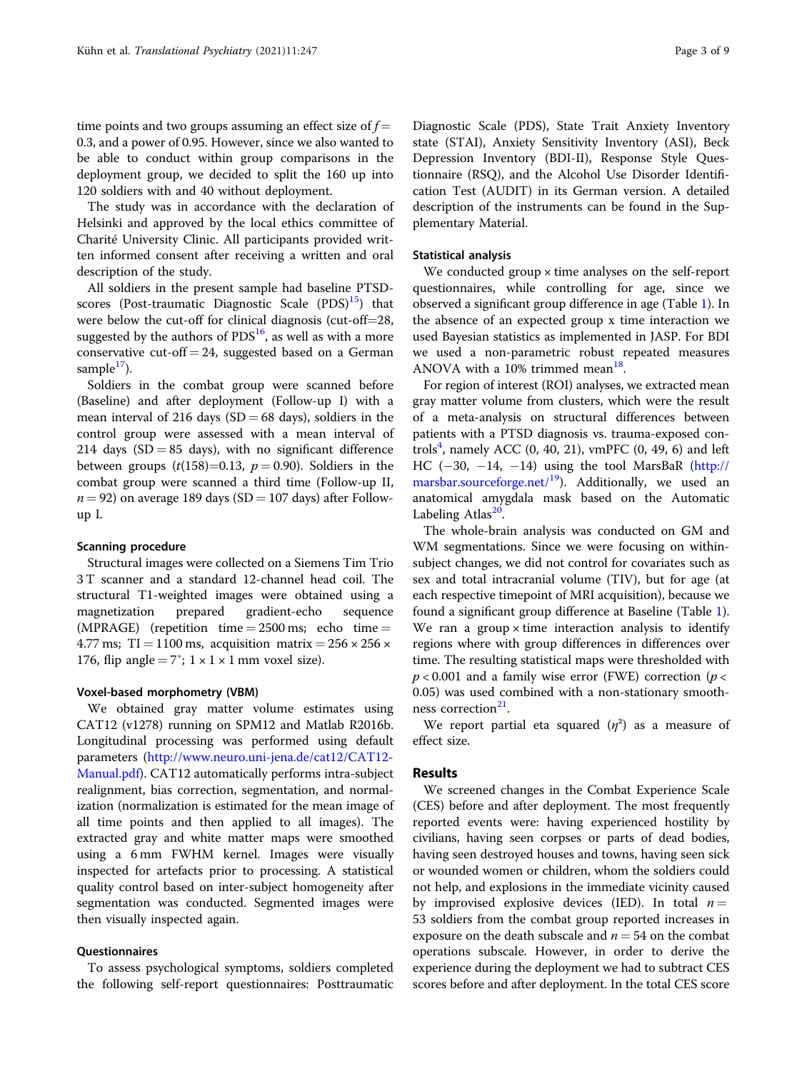time points and two groups assuming an effect size of $f = 0.3$, and a power of 0.95. However, since we also wanted to be able to conduct within group comparisons in the deployment group, we decided to split the 160 up into 120 soldiers with and 40 without deployment.

The study was in accordance with the declaration of Helsinki and approved by the local ethics committee of Charité University Clinic. All participants provided written informed consent after receiving a written and oral description of the study.

All soldiers in the present sample had baseline PTSD-scores (Post-traumatic Diagnostic Scale (PDS)[15]) that were below the cut-off for clinical diagnosis (cut-off=28, suggested by the authors of PDS[16], as well as with a more conservative cut-off = 24, suggested based on a German sample[17]).

Soldiers in the combat group were scanned before (Baseline) and after deployment (Follow-up I) with a mean interval of 216 days (SD = 68 days), soldiers in the control group were assessed with a mean interval of 214 days (SD = 85 days), with no significant difference between groups ($t(158)=0.13$, $p = 0.90$). Soldiers in the combat group were scanned a third time (Follow-up II, $n = 92$) on average 189 days (SD = 107 days) after Follow-up I.

### Scanning procedure

Structural images were collected on a Siemens Tim Trio 3 T scanner and a standard 12-channel head coil. The structural T1-weighted images were obtained using a magnetization prepared gradient-echo sequence (MPRAGE) (repetition time = 2500 ms; echo time = 4.77 ms; TI = 1100 ms, acquisition matrix = 256 × 256 × 176, flip angle = 7°; 1 × 1 × 1 mm voxel size).

### Voxel-based morphometry (VBM)

We obtained gray matter volume estimates using CAT12 (v1278) running on SPM12 and Matlab R2016b. Longitudinal processing was performed using default parameters (http://www.neuro.uni-jena.de/cat12/CAT12-Manual.pdf). CAT12 automatically performs intra-subject realignment, bias correction, segmentation, and normalization (normalization is estimated for the mean image of all time points and then applied to all images). The extracted gray and white matter maps were smoothed using a 6 mm FWHM kernel. Images were visually inspected for artefacts prior to processing. A statistical quality control based on inter-subject homogeneity after segmentation was conducted. Segmented images were then visually inspected again.

### Questionnaires

To assess psychological symptoms, soldiers completed the following self-report questionnaires: Posttraumatic Diagnostic Scale (PDS), State Trait Anxiety Inventory state (STAI), Anxiety Sensitivity Inventory (ASI), Beck Depression Inventory (BDI-II), Response Style Questionnaire (RSQ), and the Alcohol Use Disorder Identification Test (AUDIT) in its German version. A detailed description of the instruments can be found in the Supplementary Material.

### Statistical analysis

We conducted group × time analyses on the self-report questionnaires, while controlling for age, since we observed a significant group difference in age (Table 1). In the absence of an expected group x time interaction we used Bayesian statistics as implemented in JASP. For BDI we used a non-parametric robust repeated measures ANOVA with a 10% trimmed mean[18].

For region of interest (ROI) analyses, we extracted mean gray matter volume from clusters, which were the result of a meta-analysis on structural differences between patients with a PTSD diagnosis vs. trauma-exposed controls[4], namely ACC (0, 40, 21), vmPFC (0, 49, 6) and left HC (−30, −14, −14) using the tool MarsBaR (http://marsbar.sourceforge.net/[19]). Additionally, we used an anatomical amygdala mask based on the Automatic Labeling Atlas[20].

The whole-brain analysis was conducted on GM and WM segmentations. Since we were focusing on within-subject changes, we did not control for covariates such as sex and total intracranial volume (TIV), but for age (at each respective timepoint of MRI acquisition), because we found a significant group difference at Baseline (Table 1). We ran a group × time interaction analysis to identify regions where with group differences in differences over time. The resulting statistical maps were thresholded with $p < 0.001$ and a family wise error (FWE) correction ($p < 0.05$) was used combined with a non-stationary smoothness correction[21].

We report partial eta squared ($\eta^2$) as a measure of effect size.

## Results

We screened changes in the Combat Experience Scale (CES) before and after deployment. The most frequently reported events were: having experienced hostility by civilians, having seen corpses or parts of dead bodies, having seen destroyed houses and towns, having seen sick or wounded women or children, whom the soldiers could not help, and explosions in the immediate vicinity caused by improvised explosive devices (IED). In total $n = 53$ soldiers from the combat group reported increases in exposure on the death subscale and $n = 54$ on the combat operations subscale. However, in order to derive the experience during the deployment we had to subtract CES scores before and after deployment. In the total CES score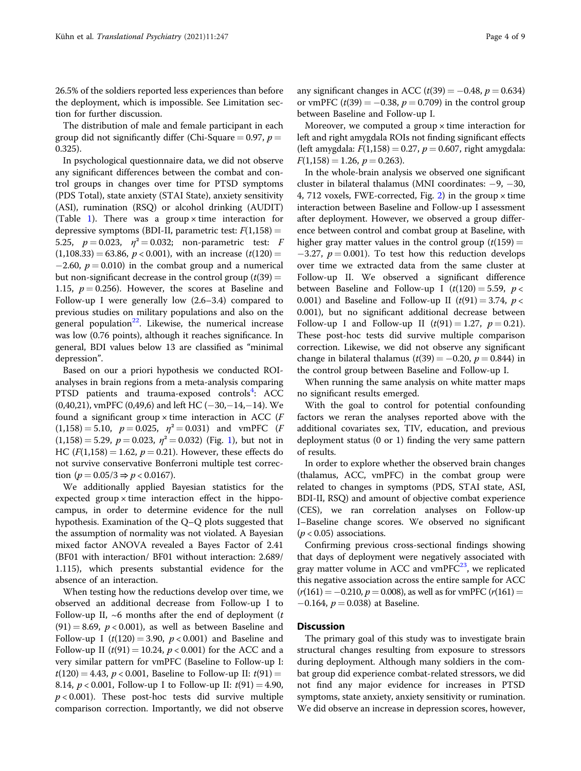26.5% of the soldiers reported less experiences than before the deployment, which is impossible. See Limitation section for further discussion.

The distribution of male and female participant in each group did not significantly differ (Chi-Square = 0.97, $p = 0.325$).

In psychological questionnaire data, we did not observe any significant differences between the combat and control groups in changes over time for PTSD symptoms (PDS Total), state anxiety (STAI State), anxiety sensitivity (ASI), rumination (RSQ) or alcohol drinking (AUDIT) (Table 1). There was a group × time interaction for depressive symptoms (BDI-II, parametric test: $F(1,158) = 5.25$, $p = 0.023$, $\eta^2 = 0.032$; non-parametric test: $F(1,108.33) = 63.86$, $p < 0.001$), with an increase ($t(120) = -2.60$, $p = 0.010$) in the combat group and a numerical but non-significant decrease in the control group ($t(39) = 1.15$, $p = 0.256$). However, the scores at Baseline and Follow-up I were generally low (2.6–3.4) compared to previous studies on military populations and also on the general population[22]. Likewise, the numerical increase was low (0.76 points), although it reaches significance. In general, BDI values below 13 are classified as "minimal depression".

Based on our a priori hypothesis we conducted ROI-analyses in brain regions from a meta-analysis comparing PTSD patients and trauma-exposed controls[4]: ACC (0,40,21), vmPFC (0,49,6) and left HC (−30,−14,−14). We found a significant group × time interaction in ACC ($F(1,158) = 5.10$, $p = 0.025$, $\eta^2 = 0.031$) and vmPFC ($F(1,158) = 5.29$, $p = 0.023$, $\eta^2 = 0.032$) (Fig. 1), but not in HC ($F(1,158) = 1.62$, $p = 0.21$). However, these effects do not survive conservative Bonferroni multiple test correction ($p = 0.05/3 \Rightarrow p < 0.0167$).

We additionally applied Bayesian statistics for the expected group × time interaction effect in the hippocampus, in order to determine evidence for the null hypothesis. Examination of the Q–Q plots suggested that the assumption of normality was not violated. A Bayesian mixed factor ANOVA revealed a Bayes Factor of 2.41 (BF01 with interaction/ BF01 without interaction: 2.689/ 1.115), which presents substantial evidence for the absence of an interaction.

When testing how the reductions develop over time, we observed an additional decrease from Follow-up I to Follow-up II, ~6 months after the end of deployment ($t(91) = 8.69$, $p < 0.001$), as well as between Baseline and Follow-up I ($t(120) = 3.90$, $p < 0.001$) and Baseline and Follow-up II ($t(91) = 10.24$, $p < 0.001$) for the ACC and a very similar pattern for vmPFC (Baseline to Follow-up I: $t(120) = 4.43$, $p < 0.001$, Baseline to Follow-up II: $t(91) = 8.14$, $p < 0.001$, Follow-up I to Follow-up II: $t(91) = 4.90$, $p < 0.001$). These post-hoc tests did survive multiple comparison correction. Importantly, we did not observe any significant changes in ACC ($t(39) = -0.48$, $p = 0.634$) or vmPFC ($t(39) = -0.38$, $p = 0.709$) in the control group between Baseline and Follow-up I.

Moreover, we computed a group × time interaction for left and right amygdala ROIs not finding significant effects (left amygdala: $F(1,158) = 0.27$, $p = 0.607$, right amygdala: $F(1,158) = 1.26$, $p = 0.263$).

In the whole-brain analysis we observed one significant cluster in bilateral thalamus (MNI coordinates: −9, −30, 4, 712 voxels, FWE-corrected, Fig. 2) in the group × time interaction between Baseline and Follow-up I assessment after deployment. However, we observed a group difference between control and combat group at Baseline, with higher gray matter values in the control group ($t(159) = -3.27$, $p = 0.001$). To test how this reduction develops over time we extracted data from the same cluster at Follow-up II. We observed a significant difference between Baseline and Follow-up I ($t(120) = 5.59$, $p < 0.001$) and Baseline and Follow-up II ($t(91) = 3.74$, $p < 0.001$), but no significant additional decrease between Follow-up I and Follow-up II ($t(91) = 1.27$, $p = 0.21$). These post-hoc tests did survive multiple comparison correction. Likewise, we did not observe any significant change in bilateral thalamus ($t(39) = -0.20$, $p = 0.844$) in the control group between Baseline and Follow-up I.

When running the same analysis on white matter maps no significant results emerged.

With the goal to control for potential confounding factors we reran the analyses reported above with the additional covariates sex, TIV, education, and previous deployment status (0 or 1) finding the very same pattern of results.

In order to explore whether the observed brain changes (thalamus, ACC, vmPFC) in the combat group were related to changes in symptoms (PDS, STAI state, ASI, BDI-II, RSQ) and amount of objective combat experience (CES), we ran correlation analyses on Follow-up I–Baseline change scores. We observed no significant ($p < 0.05$) associations.

Confirming previous cross-sectional findings showing that days of deployment were negatively associated with gray matter volume in ACC and vmPFC[23], we replicated this negative association across the entire sample for ACC ($r(161) = -0.210$, $p = 0.008$), as well as for vmPFC ($r(161) = -0.164$, $p = 0.038$) at Baseline.

## Discussion

The primary goal of this study was to investigate brain structural changes resulting from exposure to stressors during deployment. Although many soldiers in the combat group did experience combat-related stressors, we did not find any major evidence for increases in PTSD symptoms, state anxiety, anxiety sensitivity or rumination. We did observe an increase in depression scores, however,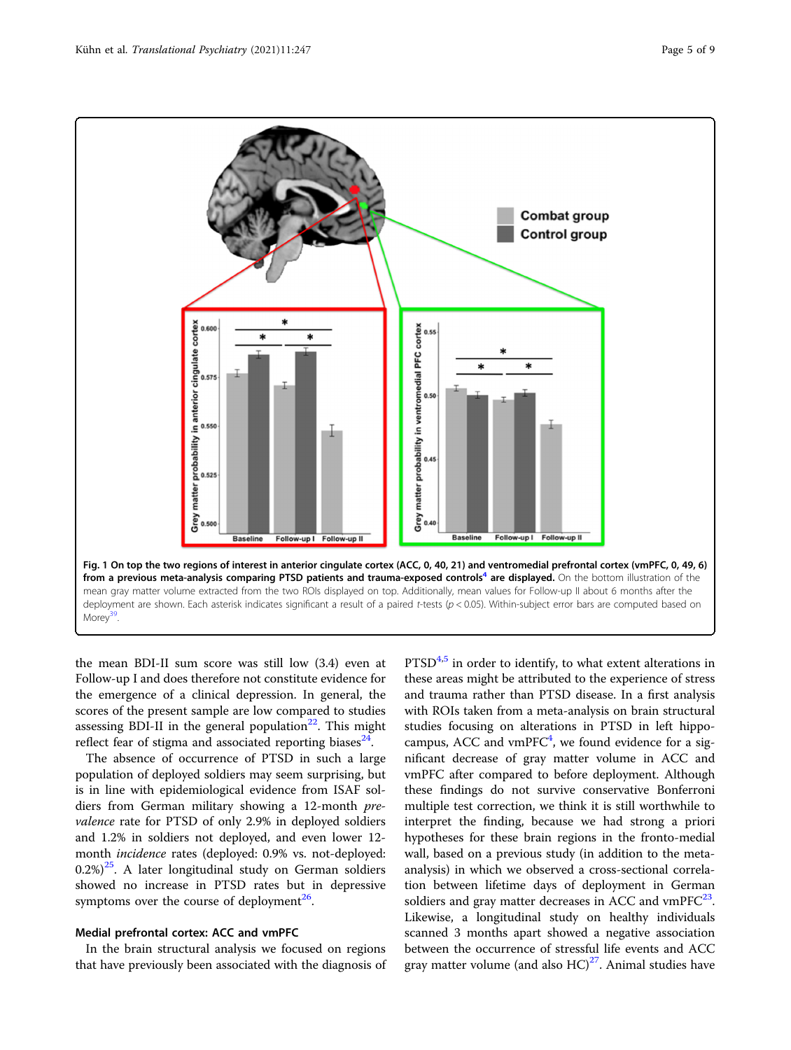**Fig. 1 On top the two regions of interest in anterior cingulate cortex (ACC, 0, 40, 21) and ventromedial prefrontal cortex (vmPFC, 0, 49, 6) from a previous meta-analysis comparing PTSD patients and trauma-exposed controls[4] are displayed.** On the bottom illustration of the mean gray matter volume extracted from the two ROIs displayed on top. Additionally, mean values for Follow-up II about 6 months after the deployment are shown. Each asterisk indicates significant a result of a paired *t*-tests ($p < 0.05$). Within-subject error bars are computed based on Morey[39].

the mean BDI-II sum score was still low (3.4) even at Follow-up I and does therefore not constitute evidence for the emergence of a clinical depression. In general, the scores of the present sample are low compared to studies assessing BDI-II in the general population[22]. This might reflect fear of stigma and associated reporting biases[24].

The absence of occurrence of PTSD in such a large population of deployed soldiers may seem surprising, but is in line with epidemiological evidence from ISAF soldiers from German military showing a 12-month *prevalence* rate for PTSD of only 2.9% in deployed soldiers and 1.2% in soldiers not deployed, and even lower 12-month *incidence* rates (deployed: 0.9% vs. not-deployed: 0.2%)[25]. A later longitudinal study on German soldiers showed no increase in PTSD rates but in depressive symptoms over the course of deployment[26].

### Medial prefrontal cortex: ACC and vmPFC

In the brain structural analysis we focused on regions that have previously been associated with the diagnosis of PTSD[4,5] in order to identify, to what extent alterations in these areas might be attributed to the experience of stress and trauma rather than PTSD disease. In a first analysis with ROIs taken from a meta-analysis on brain structural studies focusing on alterations in PTSD in left hippocampus, ACC and vmPFC[4], we found evidence for a significant decrease of gray matter volume in ACC and vmPFC after compared to before deployment. Although these findings do not survive conservative Bonferroni multiple test correction, we think it is still worthwhile to interpret the finding, because we had strong a priori hypotheses for these brain regions in the fronto-medial wall, based on a previous study (in addition to the meta-analysis) in which we observed a cross-sectional correlation between lifetime days of deployment in German soldiers and gray matter decreases in ACC and vmPFC[23]. Likewise, a longitudinal study on healthy individuals scanned 3 months apart showed a negative association between the occurrence of stressful life events and ACC gray matter volume (and also HC)[27]. Animal studies have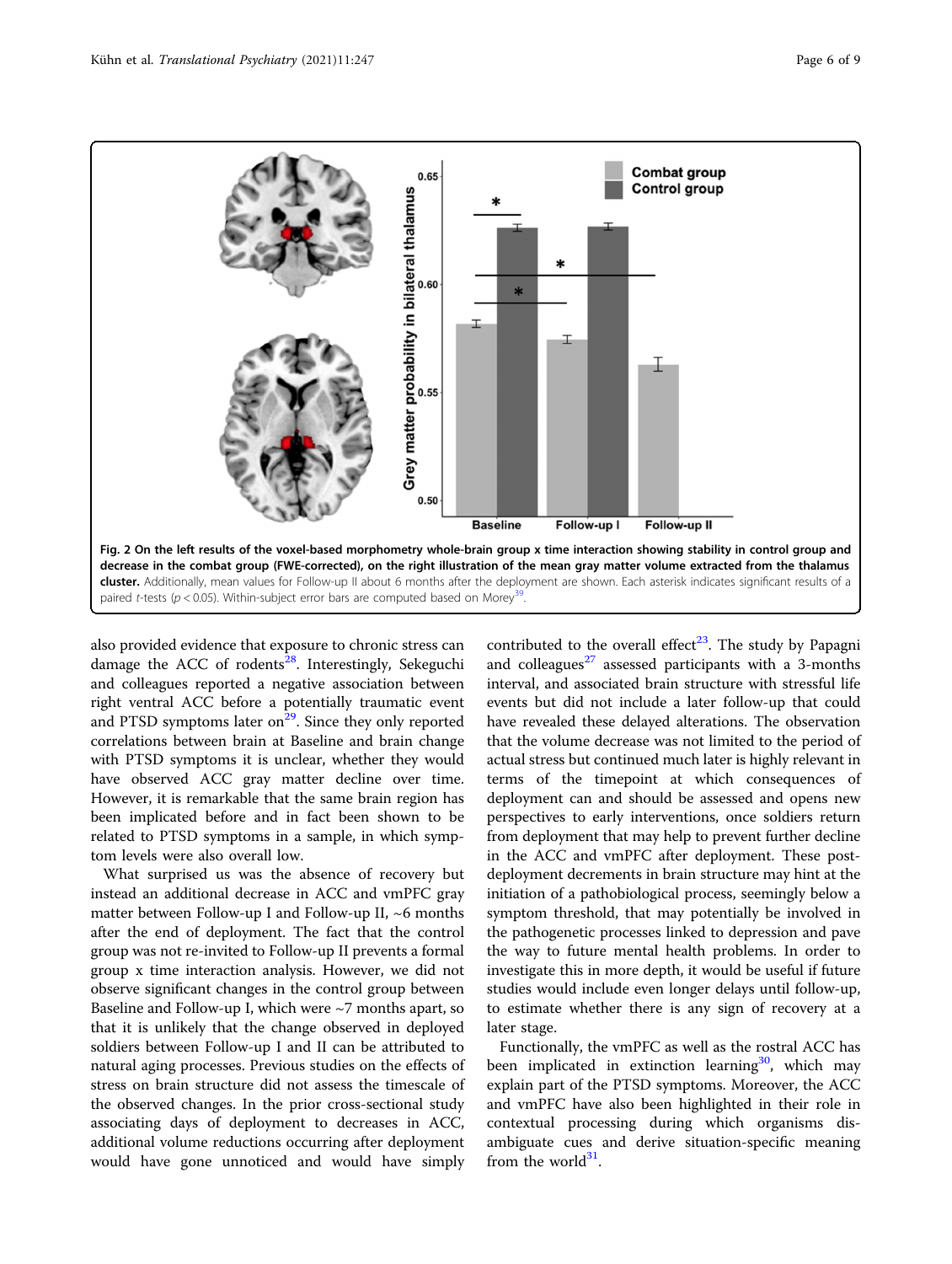**Fig. 2 On the left results of the voxel-based morphometry whole-brain group x time interaction showing stability in control group and decrease in the combat group (FWE-corrected), on the right illustration of the mean gray matter volume extracted from the thalamus cluster.** Additionally, mean values for Follow-up II about 6 months after the deployment are shown. Each asterisk indicates significant results of a paired *t*-tests ($p < 0.05$). Within-subject error bars are computed based on Morey[39].

also provided evidence that exposure to chronic stress can damage the ACC of rodents[28]. Interestingly, Sekeguchi and colleagues reported a negative association between right ventral ACC before a potentially traumatic event and PTSD symptoms later on[29]. Since they only reported correlations between brain at Baseline and brain change with PTSD symptoms it is unclear, whether they would have observed ACC gray matter decline over time. However, it is remarkable that the same brain region has been implicated before and in fact been shown to be related to PTSD symptoms in a sample, in which symptom levels were also overall low.

What surprised us was the absence of recovery but instead an additional decrease in ACC and vmPFC gray matter between Follow-up I and Follow-up II, ~6 months after the end of deployment. The fact that the control group was not re-invited to Follow-up II prevents a formal group x time interaction analysis. However, we did not observe significant changes in the control group between Baseline and Follow-up I, which were ~7 months apart, so that it is unlikely that the change observed in deployed soldiers between Follow-up I and II can be attributed to natural aging processes. Previous studies on the effects of stress on brain structure did not assess the timescale of the observed changes. In the prior cross-sectional study associating days of deployment to decreases in ACC, additional volume reductions occurring after deployment would have gone unnoticed and would have simply contributed to the overall effect[23]. The study by Papagni and colleagues[27] assessed participants with a 3-months interval, and associated brain structure with stressful life events but did not include a later follow-up that could have revealed these delayed alterations. The observation that the volume decrease was not limited to the period of actual stress but continued much later is highly relevant in terms of the timepoint at which consequences of deployment can and should be assessed and opens new perspectives to early interventions, once soldiers return from deployment that may help to prevent further decline in the ACC and vmPFC after deployment. These post-deployment decrements in brain structure may hint at the initiation of a pathobiological process, seemingly below a symptom threshold, that may potentially be involved in the pathogenetic processes linked to depression and pave the way to future mental health problems. In order to investigate this in more depth, it would be useful if future studies would include even longer delays until follow-up, to estimate whether there is any sign of recovery at a later stage.

Functionally, the vmPFC as well as the rostral ACC has been implicated in extinction learning[30], which may explain part of the PTSD symptoms. Moreover, the ACC and vmPFC have also been highlighted in their role in contextual processing during which organisms disambiguate cues and derive situation-specific meaning from the world[31].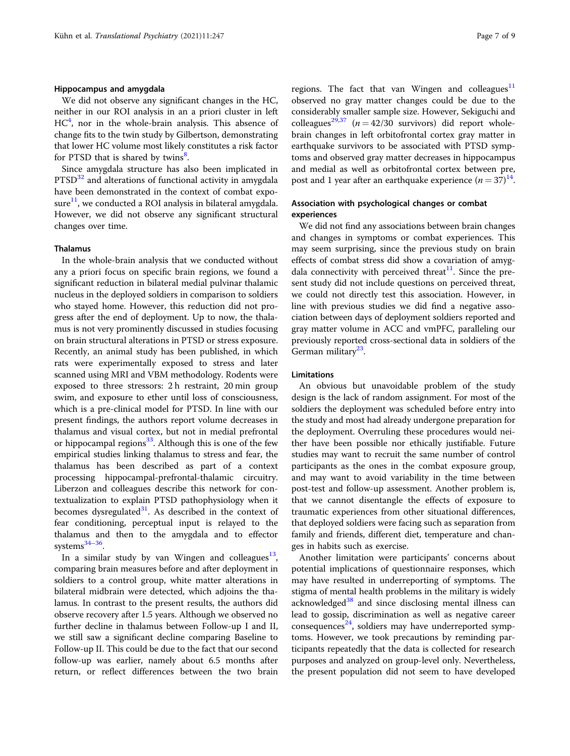### Hippocampus and amygdala

We did not observe any significant changes in the HC, neither in our ROI analysis in an a priori cluster in left HC[4], nor in the whole-brain analysis. This absence of change fits to the twin study by Gilbertson, demonstrating that lower HC volume most likely constitutes a risk factor for PTSD that is shared by twins[8].

Since amygdala structure has also been implicated in PTSD[32] and alterations of functional activity in amygdala have been demonstrated in the context of combat exposure[11], we conducted a ROI analysis in bilateral amygdala. However, we did not observe any significant structural changes over time.

### Thalamus

In the whole-brain analysis that we conducted without any a priori focus on specific brain regions, we found a significant reduction in bilateral medial pulvinar thalamic nucleus in the deployed soldiers in comparison to soldiers who stayed home. However, this reduction did not progress after the end of deployment. Up to now, the thalamus is not very prominently discussed in studies focusing on brain structural alterations in PTSD or stress exposure. Recently, an animal study has been published, in which rats were experimentally exposed to stress and later scanned using MRI and VBM methodology. Rodents were exposed to three stressors: 2 h restraint, 20 min group swim, and exposure to ether until loss of consciousness, which is a pre-clinical model for PTSD. In line with our present findings, the authors report volume decreases in thalamus and visual cortex, but not in medial prefrontal or hippocampal regions[33]. Although this is one of the few empirical studies linking thalamus to stress and fear, the thalamus has been described as part of a context processing hippocampal-prefrontal-thalamic circuitry. Liberzon and colleagues describe this network for contextualization to explain PTSD pathophysiology when it becomes dysregulated[31]. As described in the context of fear conditioning, perceptual input is relayed to the thalamus and then to the amygdala and to effector systems[34–36].

In a similar study by van Wingen and colleagues[13], comparing brain measures before and after deployment in soldiers to a control group, white matter alterations in bilateral midbrain were detected, which adjoins the thalamus. In contrast to the present results, the authors did observe recovery after 1.5 years. Although we observed no further decline in thalamus between Follow-up I and II, we still saw a significant decline comparing Baseline to Follow-up II. This could be due to the fact that our second follow-up was earlier, namely about 6.5 months after return, or reflect differences between the two brain regions. The fact that van Wingen and colleagues[11] observed no gray matter changes could be due to the considerably smaller sample size. However, Sekiguchi and colleagues[29,37] ($n = 42/30$ survivors) did report whole-brain changes in left orbitofrontal cortex gray matter in earthquake survivors to be associated with PTSD symptoms and observed gray matter decreases in hippocampus and medial as well as orbitofrontal cortex between pre, post and 1 year after an earthquake experience ($n = 37$)[14].

### Association with psychological changes or combat experiences

We did not find any associations between brain changes and changes in symptoms or combat experiences. This may seem surprising, since the previous study on brain effects of combat stress did show a covariation of amygdala connectivity with perceived threat[11]. Since the present study did not include questions on perceived threat, we could not directly test this association. However, in line with previous studies we did find a negative association between days of deployment soldiers reported and gray matter volume in ACC and vmPFC, paralleling our previously reported cross-sectional data in soldiers of the German military[23].

### Limitations

An obvious but unavoidable problem of the study design is the lack of random assignment. For most of the soldiers the deployment was scheduled before entry into the study and most had already undergone preparation for the deployment. Overruling these procedures would neither have been possible nor ethically justifiable. Future studies may want to recruit the same number of control participants as the ones in the combat exposure group, and may want to avoid variability in the time between post-test and follow-up assessment. Another problem is, that we cannot disentangle the effects of exposure to traumatic experiences from other situational differences, that deployed soldiers were facing such as separation from family and friends, different diet, temperature and changes in habits such as exercise.

Another limitation were participants' concerns about potential implications of questionnaire responses, which may have resulted in underreporting of symptoms. The stigma of mental health problems in the military is widely acknowledged[38] and since disclosing mental illness can lead to gossip, discrimination as well as negative career consequences[24], soldiers may have underreported symptoms. However, we took precautions by reminding participants repeatedly that the data is collected for research purposes and analyzed on group-level only. Nevertheless, the present population did not seem to have developed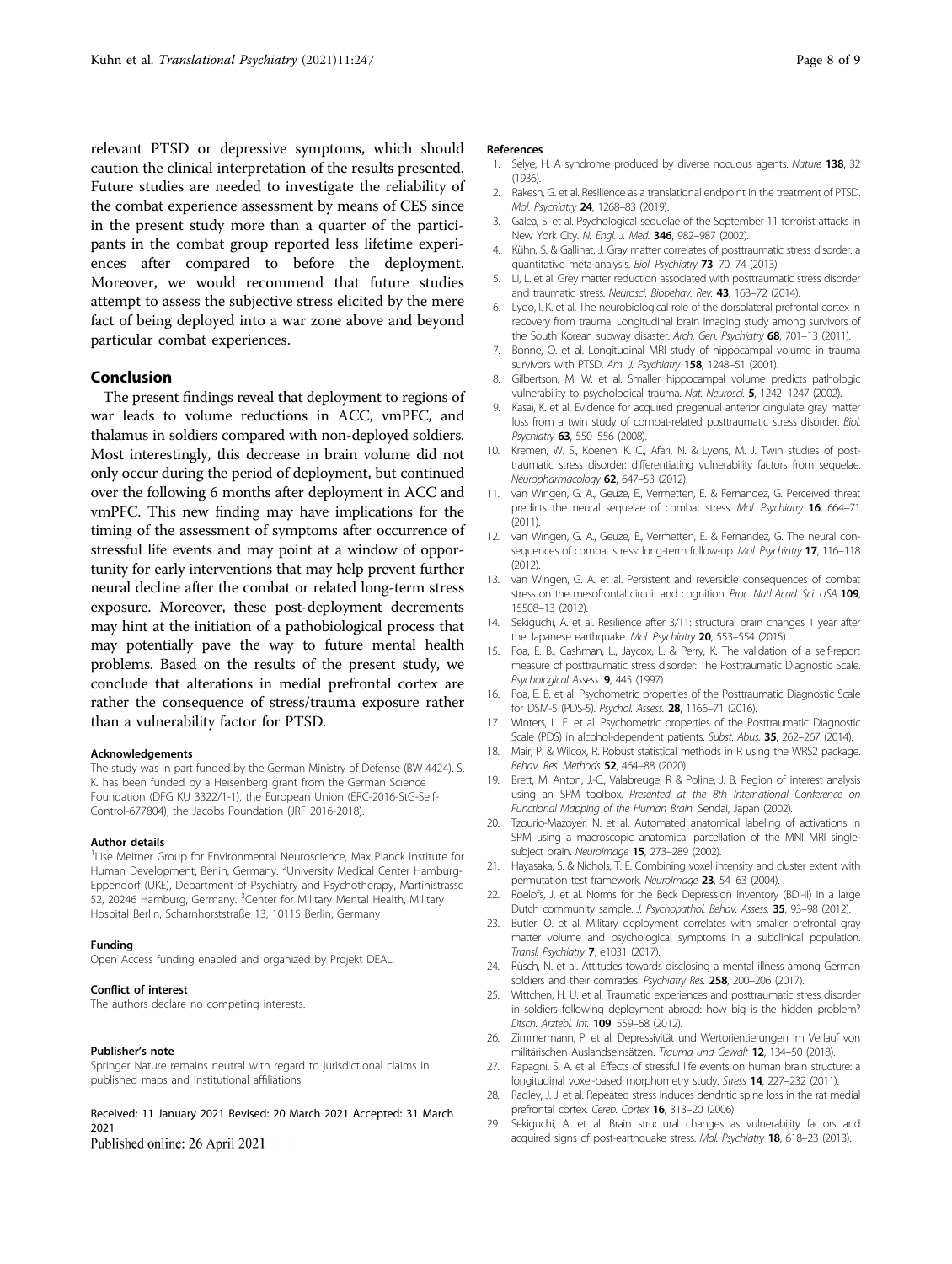relevant PTSD or depressive symptoms, which should caution the clinical interpretation of the results presented. Future studies are needed to investigate the reliability of the combat experience assessment by means of CES since in the present study more than a quarter of the participants in the combat group reported less lifetime experiences after compared to before the deployment. Moreover, we would recommend that future studies attempt to assess the subjective stress elicited by the mere fact of being deployed into a war zone above and beyond particular combat experiences.

## Conclusion

The present findings reveal that deployment to regions of war leads to volume reductions in ACC, vmPFC, and thalamus in soldiers compared with non-deployed soldiers. Most interestingly, this decrease in brain volume did not only occur during the period of deployment, but continued over the following 6 months after deployment in ACC and vmPFC. This new finding may have implications for the timing of the assessment of symptoms after occurrence of stressful life events and may point at a window of opportunity for early interventions that may help prevent further neural decline after the combat or related long-term stress exposure. Moreover, these post-deployment decrements may hint at the initiation of a pathobiological process that may potentially pave the way to future mental health problems. Based on the results of the present study, we conclude that alterations in medial prefrontal cortex are rather the consequence of stress/trauma exposure rather than a vulnerability factor for PTSD.

#### Acknowledgements

The study was in part funded by the German Ministry of Defense (BW 4424). S. K. has been funded by a Heisenberg grant from the German Science Foundation (DFG KU 3322/1-1), the European Union (ERC-2016-StG-Self-Control-677804), the Jacobs Foundation (JRF 2016-2018).

#### Author details

[1]Lise Meitner Group for Environmental Neuroscience, Max Planck Institute for Human Development, Berlin, Germany. [2]University Medical Center Hamburg-Eppendorf (UKE), Department of Psychiatry and Psychotherapy, Martinistrasse 52, 20246 Hamburg, Germany. [3]Center for Military Mental Health, Military Hospital Berlin, Scharnhorststraße 13, 10115 Berlin, Germany

#### Funding

Open Access funding enabled and organized by Projekt DEAL.

#### Conflict of interest

The authors declare no competing interests.

#### Publisher's note

Springer Nature remains neutral with regard to jurisdictional claims in published maps and institutional affiliations.

Received: 11 January 2021 Revised: 20 March 2021 Accepted: 31 March 2021
Published online: 26 April 2021

#### References

1. Selye, H. A syndrome produced by diverse nocuous agents. *Nature* **138**, 32 (1936).
2. Rakesh, G. et al. Resilience as a translational endpoint in the treatment of PTSD. *Mol. Psychiatry* **24**, 1268–83 (2019).
3. Galea, S. et al. Psychological sequelae of the September 11 terrorist attacks in New York City. *N. Engl. J. Med.* **346**, 982–987 (2002).
4. Kühn, S. & Gallinat, J. Gray matter correlates of posttraumatic stress disorder: a quantitative meta-analysis. *Biol. Psychiatry* **73**, 70–74 (2013).
5. Li, L. et al. Grey matter reduction associated with posttraumatic stress disorder and traumatic stress. *Neurosci. Biobehav. Rev.* **43**, 163–72 (2014).
6. Lyoo, I. K. et al. The neurobiological role of the dorsolateral prefrontal cortex in recovery from trauma. Longitudinal brain imaging study among survivors of the South Korean subway disaster. *Arch. Gen. Psychiatry* **68**, 701–13 (2011).
7. Bonne, O. et al. Longitudinal MRI study of hippocampal volume in trauma survivors with PTSD. *Am. J. Psychiatry* **158**, 1248–51 (2001).
8. Gilbertson, M. W. et al. Smaller hippocampal volume predicts pathologic vulnerability to psychological trauma. *Nat. Neurosci.* **5**, 1242–1247 (2002).
9. Kasai, K. et al. Evidence for acquired pregenual anterior cingulate gray matter loss from a twin study of combat-related posttraumatic stress disorder. *Biol. Psychiatry* **63**, 550–556 (2008).
10. Kremen, W. S., Koenen, K. C., Afari, N. & Lyons, M. J. Twin studies of posttraumatic stress disorder: differentiating vulnerability factors from sequelae. *Neuropharmacology* **62**, 647–53 (2012).
11. van Wingen, G. A., Geuze, E., Vermetten, E. & Fernandez, G. Perceived threat predicts the neural sequelae of combat stress. *Mol. Psychiatry* **16**, 664–71 (2011).
12. van Wingen, G. A., Geuze, E., Vermetten, E. & Fernandez, G. The neural consequences of combat stress: long-term follow-up. *Mol. Psychiatry* **17**, 116–118 (2012).
13. van Wingen, G. A. et al. Persistent and reversible consequences of combat stress on the mesofrontal circuit and cognition. *Proc. Natl Acad. Sci. USA* **109**, 15508–13 (2012).
14. Sekiguchi, A. et al. Resilience after 3/11: structural brain changes 1 year after the Japanese earthquake. *Mol. Psychiatry* **20**, 553–554 (2015).
15. Foa, E. B., Cashman, L., Jaycox, L. & Perry, K. The validation of a self-report measure of posttraumatic stress disorder: The Posttraumatic Diagnostic Scale. *Psychological Assess.* **9**, 445 (1997).
16. Foa, E. B. et al. Psychometric properties of the Posttraumatic Diagnostic Scale for DSM-5 (PDS-5). *Psychol. Assess.* **28**, 1166–71 (2016).
17. Winters, L. E. et al. Psychometric properties of the Posttraumatic Diagnostic Scale (PDS) in alcohol-dependent patients. *Subst. Abus.* **35**, 262–267 (2014).
18. Mair, P. & Wilcox, R. Robust statistical methods in R using the WRS2 package. *Behav. Res. Methods* **52**, 464–88 (2020).
19. Brett, M, Anton, J.-C., Valabreuge, R & Poline, J. B. Region of interest analysis using an SPM toolbox. *Presented at the 8th International Conference on Functional Mapping of the Human Brain*, Sendai, Japan (2002).
20. Tzourio-Mazoyer, N. et al. Automated anatomical labeling of activations in SPM using a macroscopic anatomical parcellation of the MNI MRI single-subject brain. *NeuroImage* **15**, 273–289 (2002).
21. Hayasaka, S. & Nichols, T. E. Combining voxel intensity and cluster extent with permutation test framework. *NeuroImage* **23**, 54–63 (2004).
22. Roelofs, J. et al. Norms for the Beck Depression Inventory (BDI-II) in a large Dutch community sample. *J. Psychopathol. Behav. Assess.* **35**, 93–98 (2012).
23. Butler, O. et al. Military deployment correlates with smaller prefrontal gray matter volume and psychological symptoms in a subclinical population. *Transl. Psychiatry* **7**, e1031 (2017).
24. Rüsch, N. et al. Attitudes towards disclosing a mental illness among German soldiers and their comrades. *Psychiatry Res.* **258**, 200–206 (2017).
25. Wittchen, H. U. et al. Traumatic experiences and posttraumatic stress disorder in soldiers following deployment abroad: how big is the hidden problem? *Dtsch. Arztebl. Int.* **109**, 559–68 (2012).
26. Zimmermann, P. et al. Depressivität und Wertorientierungen im Verlauf von militärischen Auslandseinsätzen. *Trauma und Gewalt* **12**, 134–50 (2018).
27. Papagni, S. A. et al. Effects of stressful life events on human brain structure: a longitudinal voxel-based morphometry study. *Stress* **14**, 227–232 (2011).
28. Radley, J. J. et al. Repeated stress induces dendritic spine loss in the rat medial prefrontal cortex. *Cereb. Cortex* **16**, 313–20 (2006).
29. Sekiguchi, A. et al. Brain structural changes as vulnerability factors and acquired signs of post-earthquake stress. *Mol. Psychiatry* **18**, 618–23 (2013).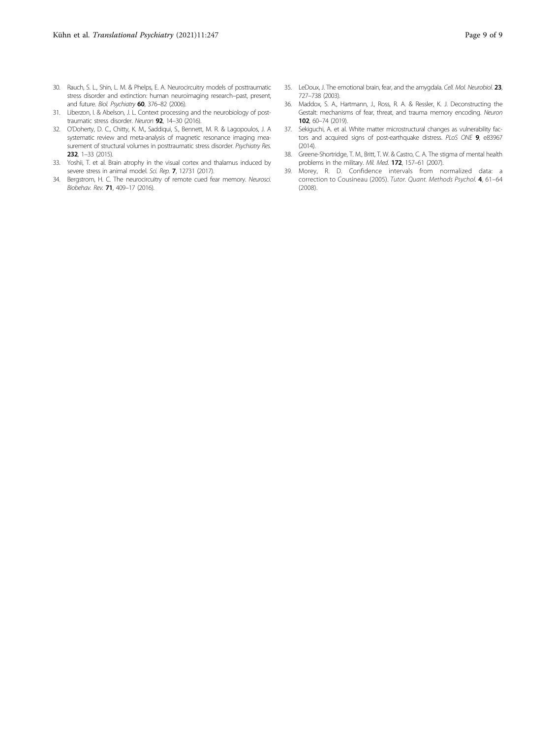30. Rauch, S. L., Shin, L. M. & Phelps, E. A. Neurocircuitry models of posttraumatic stress disorder and extinction: human neuroimaging research–past, present, and future. *Biol. Psychiatry* **60**, 376–82 (2006).
31. Liberzon, I. & Abelson, J. L. Context processing and the neurobiology of post-traumatic stress disorder. *Neuron* **92**, 14–30 (2016).
32. O'Doherty, D. C., Chitty, K. M., Saddiqui, S., Bennett, M. R. & Lagopoulos, J. A systematic review and meta-analysis of magnetic resonance imaging measurement of structural volumes in posttraumatic stress disorder. *Psychiatry Res.* **232**, 1–33 (2015).
33. Yoshii, T. et al. Brain atrophy in the visual cortex and thalamus induced by severe stress in animal model. *Sci. Rep.* **7**, 12731 (2017).
34. Bergstrom, H. C. The neurocircuitry of remote cued fear memory. *Neurosci. Biobehav. Rev.* **71**, 409–17 (2016).
35. LeDoux, J. The emotional brain, fear, and the amygdala. *Cell. Mol. Neurobiol.* **23**, 727–738 (2003).
36. Maddox, S. A., Hartmann, J., Ross, R. A. & Ressler, K. J. Deconstructing the Gestalt: mechanisms of fear, threat, and trauma memory encoding. *Neuron* **102**, 60–74 (2019).
37. Sekiguchi, A. et al. White matter microstructural changes as vulnerability factors and acquired signs of post-earthquake distress. *PLoS ONE* **9**, e83967 (2014).
38. Greene-Shortridge, T. M., Britt, T. W. & Castro, C. A. The stigma of mental health problems in the military. *Mil. Med.* **172**, 157–61 (2007).
39. Morey, R. D. Confidence intervals from normalized data: a correction to Cousineau (2005). *Tutor. Quant. Methods Psychol.* **4**, 61–64 (2008).